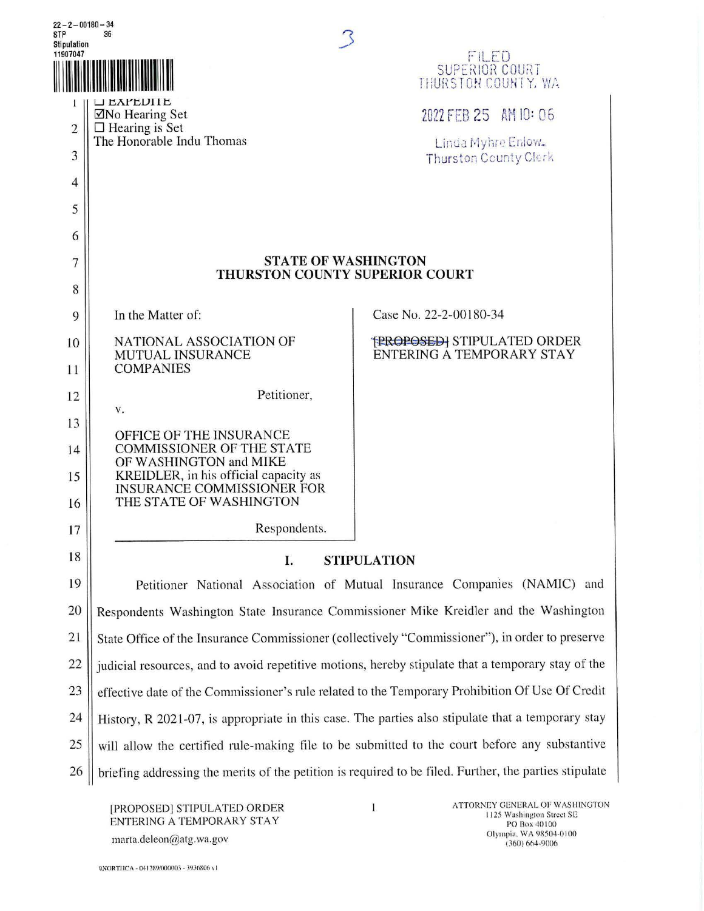22-2-00180-34
STP 36
Stipulation
11907047

3

FILED
SUPERIOR COURT
THURSTON COUNTY, WA

2022 FEB 25 AM 10:06

Linda Myhre Enlow,
Thurston County Clerk

☐ EXPEDITE
☑ No Hearing Set
☐ Hearing is Set
The Honorable Indu Thomas

**STATE OF WASHINGTON**
**THURSTON COUNTY SUPERIOR COURT**

| | |
|---|---|
| In the Matter of:<br><br>NATIONAL ASSOCIATION OF MUTUAL INSURANCE COMPANIES<br><br>Petitioner,<br><br>v.<br><br>OFFICE OF THE INSURANCE COMMISSIONER OF THE STATE OF WASHINGTON and MIKE KREIDLER, in his official capacity as INSURANCE COMMISSIONER FOR THE STATE OF WASHINGTON<br><br>Respondents. | Case No. 22-2-00180-34<br><br>~~[PROPOSED]~~ STIPULATED ORDER ENTERING A TEMPORARY STAY |

## I. STIPULATION

Petitioner National Association of Mutual Insurance Companies (NAMIC) and Respondents Washington State Insurance Commissioner Mike Kreidler and the Washington State Office of the Insurance Commissioner (collectively "Commissioner"), in order to preserve judicial resources, and to avoid repetitive motions, hereby stipulate that a temporary stay of the effective date of the Commissioner's rule related to the Temporary Prohibition Of Use Of Credit History, R 2021-07, is appropriate in this case. The parties also stipulate that a temporary stay will allow the certified rule-making file to be submitted to the court before any substantive briefing addressing the merits of the petition is required to be filed. Further, the parties stipulate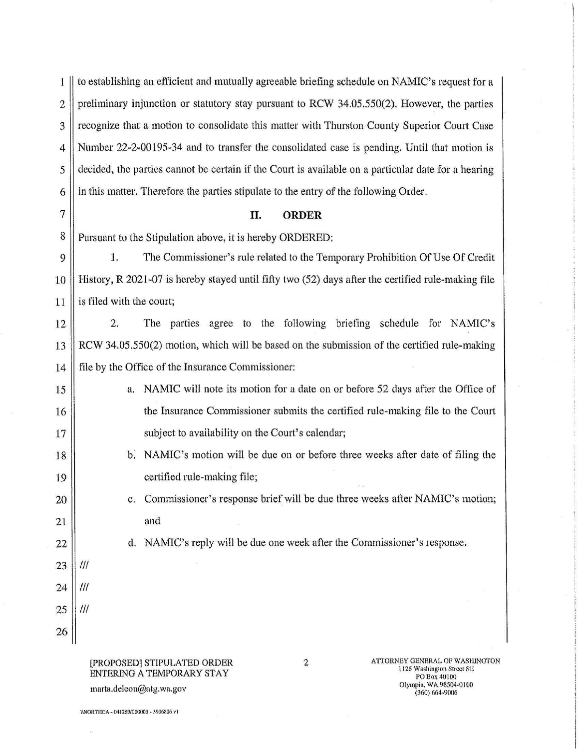to establishing an efficient and mutually agreeable briefing schedule on NAMIC's request for a preliminary injunction or statutory stay pursuant to RCW 34.05.550(2). However, the parties recognize that a motion to consolidate this matter with Thurston County Superior Court Case Number 22-2-00195-34 and to transfer the consolidated case is pending. Until that motion is decided, the parties cannot be certain if the Court is available on a particular date for a hearing in this matter. Therefore the parties stipulate to the entry of the following Order.

## II. ORDER

Pursuant to the Stipulation above, it is hereby ORDERED:

1. The Commissioner's rule related to the Temporary Prohibition Of Use Of Credit History, R 2021-07 is hereby stayed until fifty two (52) days after the certified rule-making file is filed with the court;

2. The parties agree to the following briefing schedule for NAMIC's RCW 34.05.550(2) motion, which will be based on the submission of the certified rule-making file by the Office of the Insurance Commissioner:

   a. NAMIC will note its motion for a date on or before 52 days after the Office of the Insurance Commissioner submits the certified rule-making file to the Court subject to availability on the Court's calendar;

   b. NAMIC's motion will be due on or before three weeks after date of filing the certified rule-making file;

   c. Commissioner's response brief will be due three weeks after NAMIC's motion; and

   d. NAMIC's reply will be due one week after the Commissioner's response.

///

///

///

[PROPOSED] STIPULATED ORDER ENTERING A TEMPORARY STAY

marta.deleon@atg.wa.gov

ATTORNEY GENERAL OF WASHINGTON
1125 Washington Street SE
PO Box 40100
Olympia, WA 98504-0100
(360) 664-9006

\NORTHCA - 041289/000003 - 3936806 v1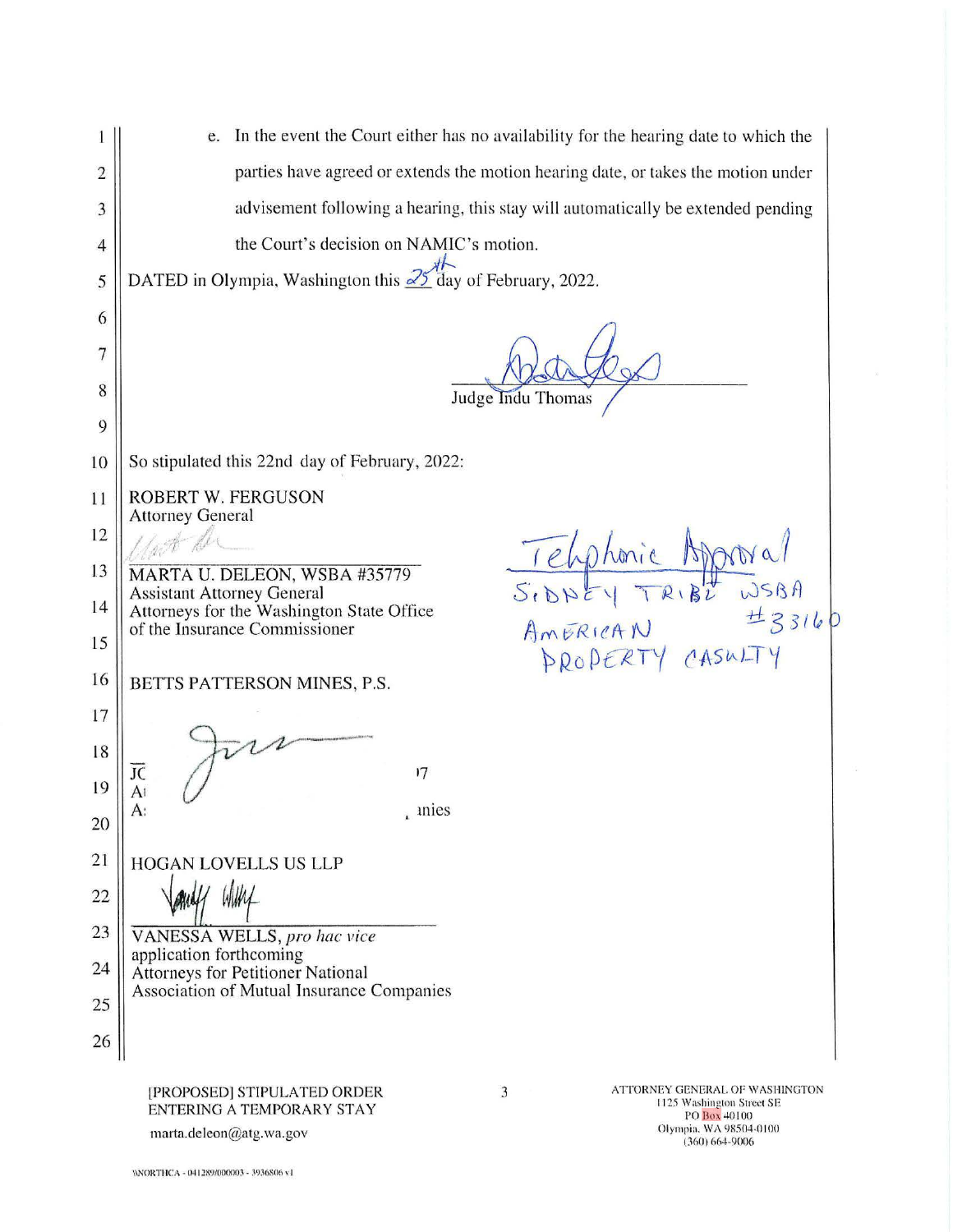e. In the event the Court either has no availability for the hearing date to which the parties have agreed or extends the motion hearing date, or takes the motion under advisement following a hearing, this stay will automatically be extended pending the Court's decision on NAMIC's motion.

DATED in Olympia, Washington this 25th day of February, 2022.

Judge Indu Thomas

So stipulated this 22nd day of February, 2022:

ROBERT W. FERGUSON
Attorney General

MARTA U. DELEON, WSBA #35779
Assistant Attorney General
Attorneys for the Washington State Office of the Insurance Commissioner

Telphonic Approval
SIDNEY TRIBE WSBA #33160
AMERICAN PROPERTY CASULTY

BETTS PATTERSON MINES, P.S.

JC                    17
A
A                    anies

HOGAN LOVELLS US LLP

VANESSA WELLS, *pro hac vice* application forthcoming
Attorneys for Petitioner National Association of Mutual Insurance Companies

[PROPOSED] STIPULATED ORDER ENTERING A TEMPORARY STAY
marta.deleon@atg.wa.gov

ATTORNEY GENERAL OF WASHINGTON
1125 Washington Street SE
PO Box 40100
Olympia, WA 98504-0100
(360) 664-9006

\\NORTHCA - 041289/000003 - 3936806 v1